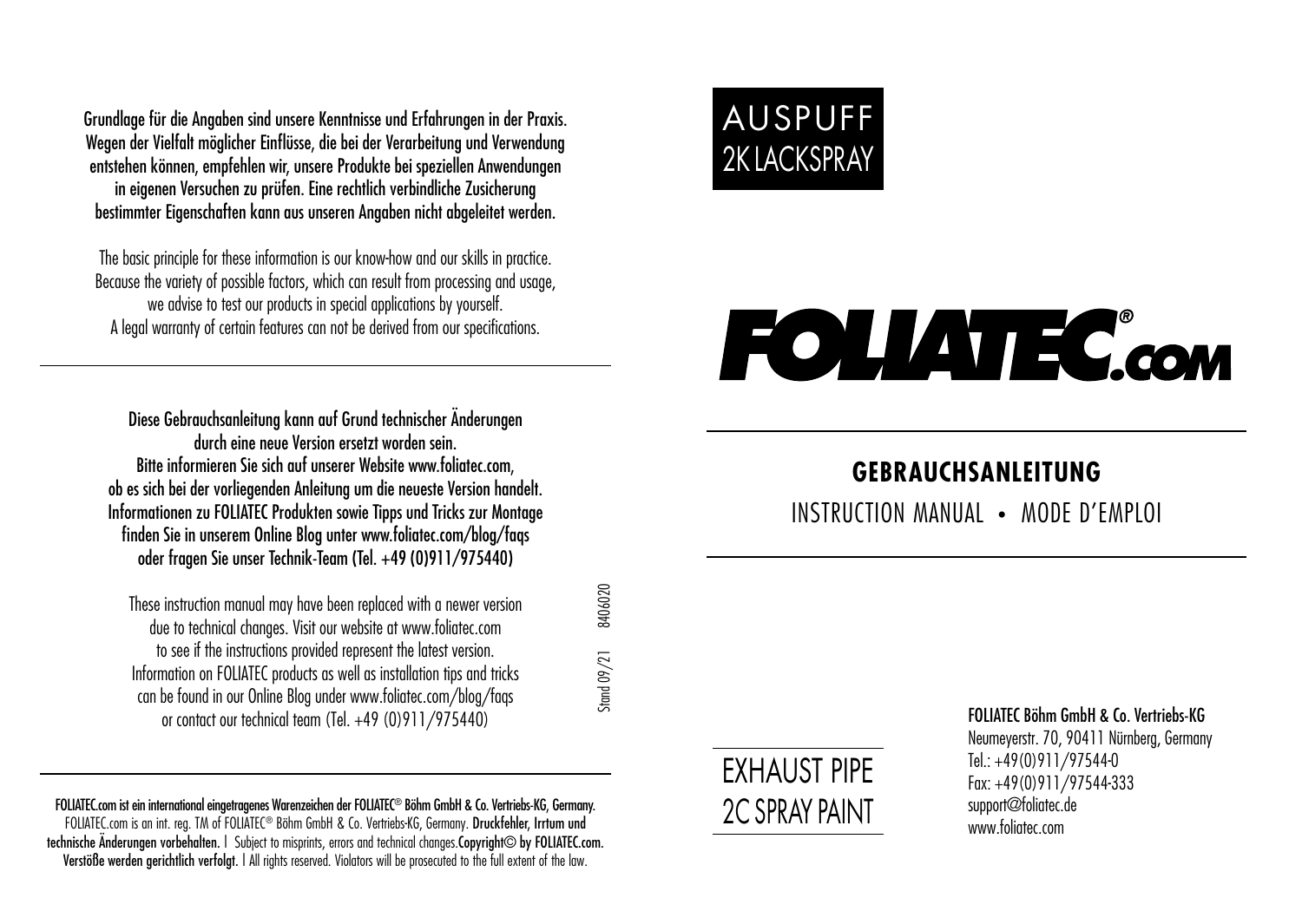Grundlage für die Angaben sind unsere Kenntnisse und Erfahrungen in der Praxis. Wegen der Vielfalt möglicher Einflüsse, die bei der Verarbeitung und Verwendung entstehen können, empfehlen wir, unsere Produkte bei speziellen Anwendungen in eigenen Versuchen zu prüfen. Eine rechtlich verbindliche Zusicherung bestimmter Eigenschaften kann aus unseren Angaben nicht abgeleitet werden.

The basic principle for these information is our know-how and our skills in practice. Because the variety of possible factors, which can result from processing and usage, we advise to test our products in special applications by yourself. A legal warranty of certain features can not be derived from our specifications.

---

Diese Gebrauchsanleitung kann auf Grund technischer Änderungen durch eine neue Version ersetzt worden sein. Bitte informieren Sie sich auf unserer Website www.foliatec.com, ob es sich bei der vorliegenden Anleitung um die neueste Version handelt. Informationen zu FOLIATEC Produkten sowie Tipps und Tricks zur Montage finden Sie in unserem Online Blog unter www.foliatec.com/blog/faqs oder fragen Sie unser Technik-Team (Tel. +49 (0)911/975440)

These instruction manual may have been replaced with a newer version due to technical changes. Visit our website at www.foliatec.com to see if the instructions provided represent the latest version. Information on FOLIATEC products as well as installation tips and tricks can be found in our Online Blog under www.foliatec.com/blog/faqs or contact our technical team (Tel. +49 (0)911/975440)

Stand 09/21 8406020

---

**FOLIATEC.com ist ein international eingetragenes Warenzeichen der FOLIATEC® Böhm GmbH & Co. Vertriebs-KG, Germany.** FOLIATEC.com is an int. reg. TM of FOLIATEC® Böhm GmbH & Co. Vertriebs-KG, Germany. **Druckfehler, Irrtum und technische Änderungen vorbehalten.** | Subject to misprints, errors and technical changes. **Copyright© by FOLIATEC.com. Verstöße werden gerichtlich verfolgt.** | All rights reserved. Violators will be prosecuted to the full extent of the law.

# AUSPUFF 2K LACKSPRAY

FOLIATEC®.COM

## GEBRAUCHSANLEITUNG

INSTRUCTION MANUAL • MODE D'EMPLOI

# EXHAUST PIPE 2C SPRAY PAINT

**FOLIATEC Böhm GmbH & Co. Vertriebs-KG**
Neumeyerstr. 70, 90411 Nürnberg, Germany
Tel.: +49(0)911/97544-0
Fax: +49(0)911/97544-333
support@foliatec.de
www.foliatec.com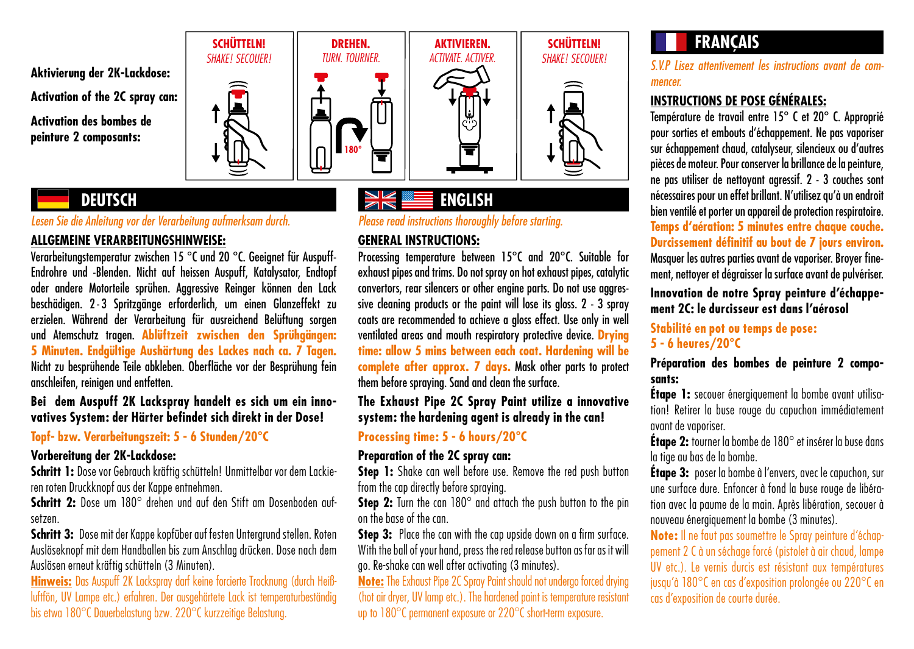**Aktivierung der 2K-Lackdose:**

**Activation of the 2C spray can:**

**Activation des bombes de peinture 2 composants:**

**SCHÜTTELN!** *SHAKE! SECOUER!*

**DREHEN.** *TURN. TOURNER.*

180°

**AKTIVIEREN.** *ACTIVATE. ACTIVER.*

**SCHÜTTELN!** *SHAKE! SECOUER!*

## DEUTSCH

*Lesen Sie die Anleitung vor der Verarbeitung aufmerksam durch.*

### ALLGEMEINE VERARBEITUNGSHINWEISE:

Verarbeitungstemperatur zwischen 15 °C und 20 °C. Geeignet für Auspuff-Endrohre und -Blenden. Nicht auf heissen Auspuff, Katalysator, Endtopf oder andere Motorteile sprühen. Aggressive Reinger können den Lack beschädigen. 2-3 Spritzgänge erforderlich, um einen Glanzeffekt zu erzielen. Während der Verarbeitung für ausreichend Belüftung sorgen und Atemschutz tragen. **Ablüftzeit zwischen den Sprühgängen: 5 Minuten. Endgültige Aushärtung des Lackes nach ca. 7 Tagen.** Nicht zu besprühende Teile abkleben. Oberfläche vor der Besprühung fein anschleifen, reinigen und entfetten.

**Bei dem Auspuff 2K Lackspray handelt es sich um ein innovatives System: der Härter befindet sich direkt in der Dose!**

**Topf- bzw. Verarbeitungszeit: 5 - 6 Stunden/20°C**

**Vorbereitung der 2K-Lackdose:**

**Schritt 1:** Dose vor Gebrauch kräftig schütteln! Unmittelbar vor dem Lackieren roten Druckknopf aus der Kappe entnehmen.

**Schritt 2:** Dose um 180° drehen und auf den Stift am Dosenboden aufsetzen.

**Schritt 3:** Dose mit der Kappe kopfüber auf festen Untergrund stellen. Roten Auslöseknopf mit dem Handballen bis zum Anschlag drücken. Dose nach dem Auslösen erneut kräftig schütteln (3 Minuten).

**Hinweis:** Das Auspuff 2K Lackspray darf keine forcierte Trocknung (durch Heißluftfön, UV Lampe etc.) erfahren. Der ausgehärtete Lack ist temperaturbeständig bis etwa 180°C Dauerbelastung bzw. 220°C kurzzeitige Belastung.

## ENGLISH

*Please read instructions thoroughly before starting.*

### GENERAL INSTRUCTIONS:

Processing temperature between 15°C and 20°C. Suitable for exhaust pipes and trims. Do not spray on hot exhaust pipes, catalytic convertors, rear silencers or other engine parts. Do not use aggressive cleaning products or the paint will lose its gloss. 2 - 3 spray coats are recommended to achieve a gloss effect. Use only in well ventilated areas and mouth respiratory protective device. **Drying time: allow 5 mins between each coat. Hardening will be complete after approx. 7 days.** Mask other parts to protect them before spraying. Sand and clean the surface.

**The Exhaust Pipe 2C Spray Paint utilize a innovative system: the hardening agent is already in the can!**

**Processing time: 5 - 6 hours/20°C**

**Preparation of the 2C spray can:**

**Step 1:** Shake can well before use. Remove the red push button from the cap directly before spraying.

**Step 2:** Turn the can 180° and attach the push button to the pin on the base of the can.

**Step 3:** Place the can with the cap upside down on a firm surface. With the ball of your hand, press the red release button as far as it will go. Re-shake can well after activating (3 minutes).

**Note:** The Exhaust Pipe 2C Spray Paint should not undergo forced drying (hot air dryer, UV lamp etc.). The hardened paint is temperature resistant up to 180°C permanent exposure or 220°C short-term exposure.

## FRANÇAIS

*S.V.P Lisez attentivement les instructions avant de commencer.*

### INSTRUCTIONS DE POSE GÉNÉRALES:

Température de travail entre 15° C et 20° C. Approprié pour sorties et embouts d'échappement. Ne pas vaporiser sur échappement chaud, catalyseur, silencieux ou d'autres pièces de moteur. Pour conserver la brillance de la peinture, ne pas utiliser de nettoyant agressif. 2 - 3 couches sont nécessaires pour un effet brillant. N'utilisez qu'à un endroit bien ventilé et porter un appareil de protection respiratoire. **Temps d'aération: 5 minutes entre chaque couche. Durcissement définitif au bout de 7 jours environ.** Masquer les autres parties avant de vaporiser. Broyer finement, nettoyer et dégraisser la surface avant de pulvériser.

**Innovation de notre Spray peinture d'échappement 2C: le durcisseur est dans l'aérosol**

**Stabilité en pot ou temps de pose: 5 - 6 heures/20°C**

**Préparation des bombes de peinture 2 composants:**

**Étape 1:** secouer énergiquement la bombe avant utilisation! Retirer la buse rouge du capuchon immédiatement avant de vaporiser.

**Étape 2:** tourner la bombe de 180° et insérer la buse dans la tige au bas de la bombe.

**Étape 3:** poser la bombe à l'envers, avec le capuchon, sur une surface dure. Enfoncer à fond la buse rouge de libération avec la paume de la main. Après libération, secouer à nouveau énergiquement la bombe (3 minutes).

**Note:** Il ne faut pas soumettre le Spray peinture d'échappement 2 C à un séchage forcé (pistolet à air chaud, lampe UV etc.). Le vernis durcis est résistant aux températures jusqu'à 180°C en cas d'exposition prolongée ou 220°C en cas d'exposition de courte durée.